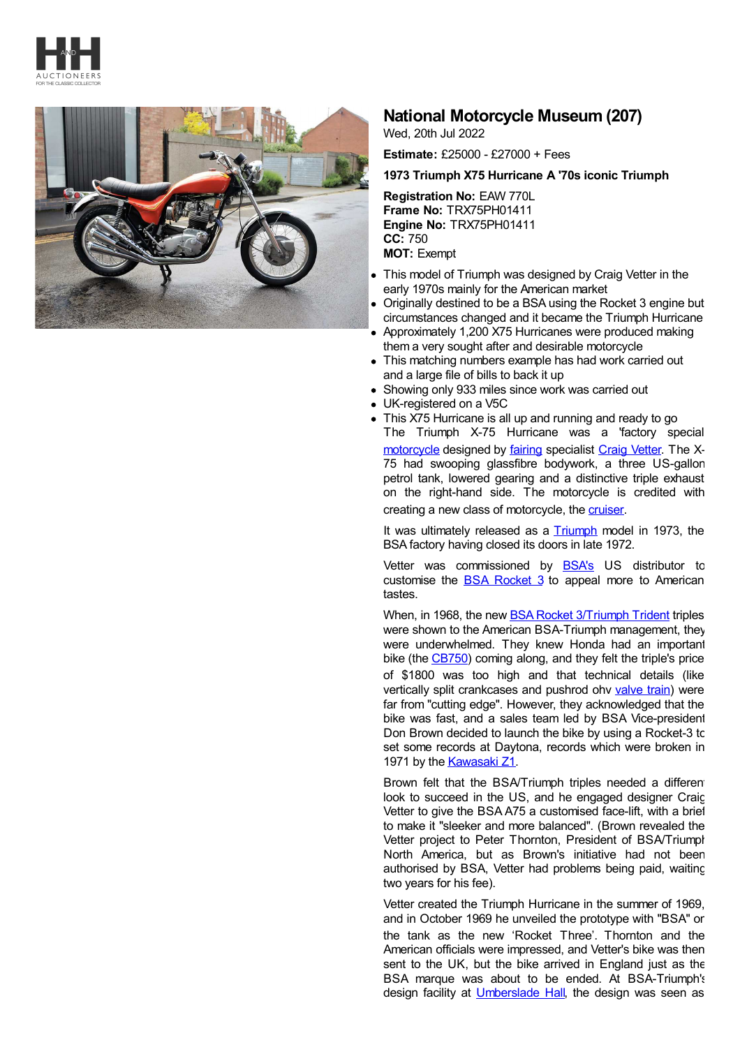# National Motorcycle Museum (207)

Wed, 20th Jul 2022

**Estimate:** £25000 - £27000 + Fees

**1973 Triumph X75 Hurricane A '70s iconic Triumph**

**Registration No:** EAW 770L
**Frame No:** TRX75PH01411
**Engine No:** TRX75PH01411
**CC:** 750
**MOT:** Exempt

- This model of Triumph was designed by Craig Vetter in the early 1970s mainly for the American market
- Originally destined to be a BSA using the Rocket 3 engine but circumstances changed and it became the Triumph Hurricane
- Approximately 1,200 X75 Hurricanes were produced making them a very sought after and desirable motorcycle
- This matching numbers example has had work carried out and a large file of bills to back it up
- Showing only 933 miles since work was carried out
- UK-registered on a V5C
- This X75 Hurricane is all up and running and ready to go

The Triumph X-75 Hurricane was a 'factory special motorcycle designed by fairing specialist Craig Vetter. The X-75 had swooping glassfibre bodywork, a three US-gallon petrol tank, lowered gearing and a distinctive triple exhaust on the right-hand side. The motorcycle is credited with creating a new class of motorcycle, the cruiser.

It was ultimately released as a Triumph model in 1973, the BSA factory having closed its doors in late 1972.

Vetter was commissioned by BSA's US distributor to customise the BSA Rocket 3 to appeal more to American tastes.

When, in 1968, the new BSA Rocket 3/Triumph Trident triples were shown to the American BSA-Triumph management, they were underwhelmed. They knew Honda had an important bike (the CB750) coming along, and they felt the triple's price of $1800 was too high and that technical details (like vertically split crankcases and pushrod ohv valve train) were far from "cutting edge". However, they acknowledged that the bike was fast, and a sales team led by BSA Vice-president Don Brown decided to launch the bike by using a Rocket-3 to set some records at Daytona, records which were broken in 1971 by the Kawasaki Z1.

Brown felt that the BSA/Triumph triples needed a different look to succeed in the US, and he engaged designer Craig Vetter to give the BSA A75 a customised face-lift, with a brief to make it "sleeker and more balanced". (Brown revealed the Vetter project to Peter Thornton, President of BSA/Triumph North America, but as Brown's initiative had not been authorised by BSA, Vetter had problems being paid, waiting two years for his fee).

Vetter created the Triumph Hurricane in the summer of 1969, and in October 1969 he unveiled the prototype with "BSA" on the tank as the new 'Rocket Three'. Thornton and the American officials were impressed, and Vetter's bike was then sent to the UK, but the bike arrived in England just as the BSA marque was about to be ended. At BSA-Triumph's design facility at Umberslade Hall, the design was seen as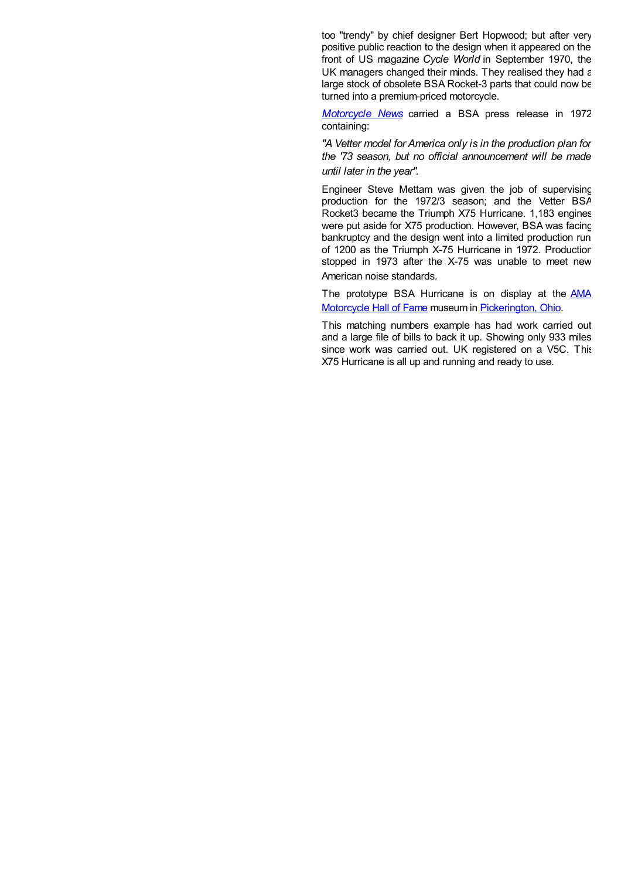too "trendy" by chief designer Bert Hopwood; but after very positive public reaction to the design when it appeared on the front of US magazine *Cycle World* in September 1970, the UK managers changed their minds. They realised they had a large stock of obsolete BSA Rocket-3 parts that could now be turned into a premium-priced motorcycle.

*Motorcycle News* carried a BSA press release in 1972 containing:

*"A Vetter model for America only is in the production plan for the '73 season, but no official announcement will be made until later in the year".*

Engineer Steve Mettam was given the job of supervising production for the 1972/3 season; and the Vetter BSA Rocket3 became the Triumph X75 Hurricane. 1,183 engines were put aside for X75 production. However, BSA was facing bankruptcy and the design went into a limited production run of 1200 as the Triumph X-75 Hurricane in 1972. Production stopped in 1973 after the X-75 was unable to meet new American noise standards.

The prototype BSA Hurricane is on display at the AMA Motorcycle Hall of Fame museum in Pickerington, Ohio.

This matching numbers example has had work carried out and a large file of bills to back it up. Showing only 933 miles since work was carried out. UK registered on a V5C. This X75 Hurricane is all up and running and ready to use.